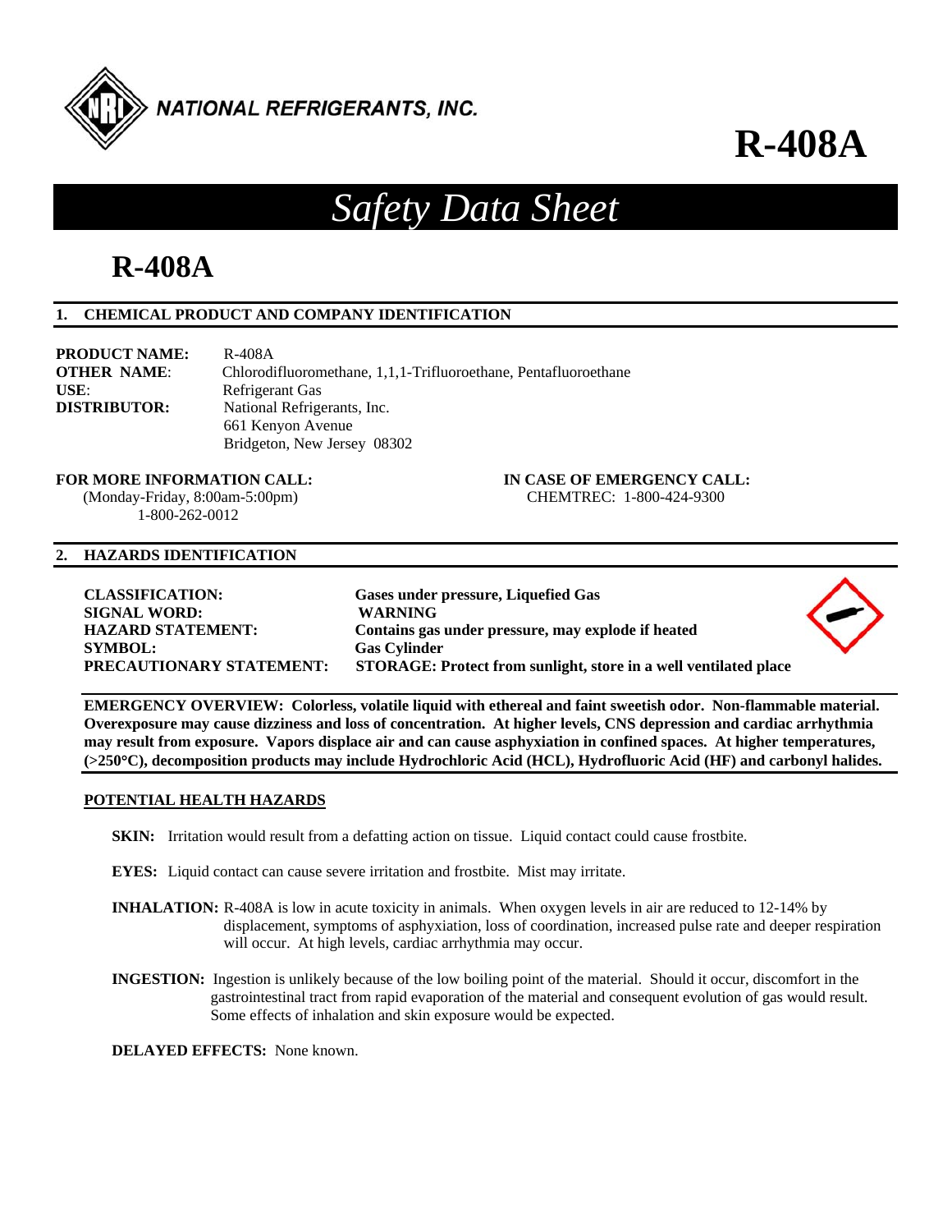NATIONAL REFRIGERANTS, INC.

# R-408A

# *Safety Data Sheet*

# R-408A

## 1. CHEMICAL PRODUCT AND COMPANY IDENTIFICATION

**PRODUCT NAME:** R-408A
**OTHER NAME**: Chlorodifluoromethane, 1,1,1-Trifluoroethane, Pentafluoroethane
**USE**: Refrigerant Gas
**DISTRIBUTOR:** National Refrigerants, Inc.
661 Kenyon Avenue
Bridgeton, New Jersey 08302

**FOR MORE INFORMATION CALL:**
(Monday-Friday, 8:00am-5:00pm)
1-800-262-0012

**IN CASE OF EMERGENCY CALL:**
CHEMTREC: 1-800-424-9300

## 2. HAZARDS IDENTIFICATION

**CLASSIFICATION:** **Gases under pressure, Liquefied Gas**
**SIGNAL WORD:** **WARNING**
**HAZARD STATEMENT:** **Contains gas under pressure, may explode if heated**
**SYMBOL:** **Gas Cylinder**
**PRECAUTIONARY STATEMENT:** **STORAGE: Protect from sunlight, store in a well ventilated place**

**EMERGENCY OVERVIEW: Colorless, volatile liquid with ethereal and faint sweetish odor. Non-flammable material. Overexposure may cause dizziness and loss of concentration. At higher levels, CNS depression and cardiac arrhythmia may result from exposure. Vapors displace air and can cause asphyxiation in confined spaces. At higher temperatures, (>250°C), decomposition products may include Hydrochloric Acid (HCL), Hydrofluoric Acid (HF) and carbonyl halides.**

### POTENTIAL HEALTH HAZARDS

**SKIN:** Irritation would result from a defatting action on tissue. Liquid contact could cause frostbite.

**EYES:** Liquid contact can cause severe irritation and frostbite. Mist may irritate.

**INHALATION:** R-408A is low in acute toxicity in animals. When oxygen levels in air are reduced to 12-14% by displacement, symptoms of asphyxiation, loss of coordination, increased pulse rate and deeper respiration will occur. At high levels, cardiac arrhythmia may occur.

**INGESTION:** Ingestion is unlikely because of the low boiling point of the material. Should it occur, discomfort in the gastrointestinal tract from rapid evaporation of the material and consequent evolution of gas would result. Some effects of inhalation and skin exposure would be expected.

**DELAYED EFFECTS:** None known.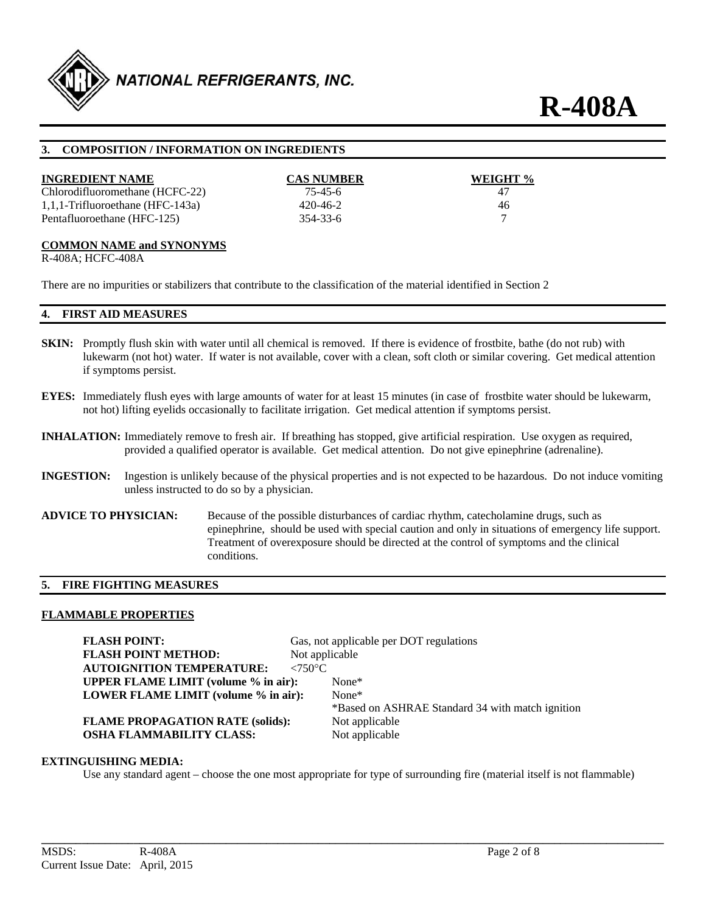## 3. COMPOSITION / INFORMATION ON INGREDIENTS

| INGREDIENT NAME | CAS NUMBER | WEIGHT % |
|---|---|---|
| Chlorodifluoromethane (HCFC-22) | 75-45-6 | 47 |
| 1,1,1-Trifluoroethane (HFC-143a) | 420-46-2 | 46 |
| Pentafluoroethane (HFC-125) | 354-33-6 | 7 |

**COMMON NAME and SYNONYMS**

R-408A; HCFC-408A

There are no impurities or stabilizers that contribute to the classification of the material identified in Section 2

## 4. FIRST AID MEASURES

**SKIN:** Promptly flush skin with water until all chemical is removed. If there is evidence of frostbite, bathe (do not rub) with lukewarm (not hot) water. If water is not available, cover with a clean, soft cloth or similar covering. Get medical attention if symptoms persist.

**EYES:** Immediately flush eyes with large amounts of water for at least 15 minutes (in case of frostbite water should be lukewarm, not hot) lifting eyelids occasionally to facilitate irrigation. Get medical attention if symptoms persist.

**INHALATION:** Immediately remove to fresh air. If breathing has stopped, give artificial respiration. Use oxygen as required, provided a qualified operator is available. Get medical attention. Do not give epinephrine (adrenaline).

**INGESTION:** Ingestion is unlikely because of the physical properties and is not expected to be hazardous. Do not induce vomiting unless instructed to do so by a physician.

**ADVICE TO PHYSICIAN:** Because of the possible disturbances of cardiac rhythm, catecholamine drugs, such as epinephrine, should be used with special caution and only in situations of emergency life support. Treatment of overexposure should be directed at the control of symptoms and the clinical conditions.

## 5. FIRE FIGHTING MEASURES

**FLAMMABLE PROPERTIES**

**FLASH POINT:** Gas, not applicable per DOT regulations
**FLASH POINT METHOD:** Not applicable
**AUTOIGNITION TEMPERATURE:** <750°C
**UPPER FLAME LIMIT (volume % in air):** None*
**LOWER FLAME LIMIT (volume % in air):** None*
*Based on ASHRAE Standard 34 with match ignition
**FLAME PROPAGATION RATE (solids):** Not applicable
**OSHA FLAMMABILITY CLASS:** Not applicable

**EXTINGUISHING MEDIA:**

Use any standard agent – choose the one most appropriate for type of surrounding fire (material itself is not flammable)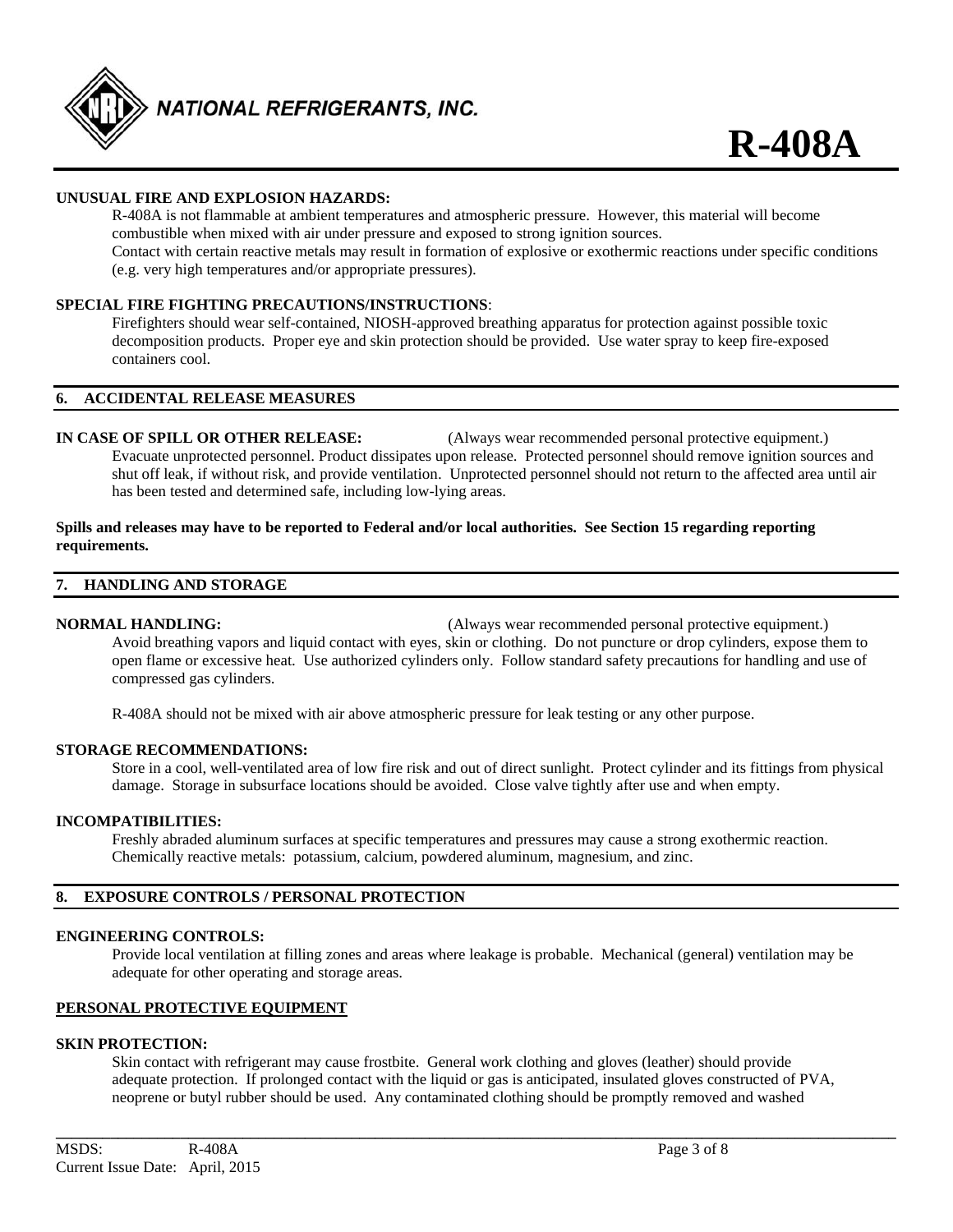#### UNUSUAL FIRE AND EXPLOSION HAZARDS:

R-408A is not flammable at ambient temperatures and atmospheric pressure. However, this material will become combustible when mixed with air under pressure and exposed to strong ignition sources.
Contact with certain reactive metals may result in formation of explosive or exothermic reactions under specific conditions (e.g. very high temperatures and/or appropriate pressures).

#### SPECIAL FIRE FIGHTING PRECAUTIONS/INSTRUCTIONS:

Firefighters should wear self-contained, NIOSH-approved breathing apparatus for protection against possible toxic decomposition products. Proper eye and skin protection should be provided. Use water spray to keep fire-exposed containers cool.

## 6. ACCIDENTAL RELEASE MEASURES

**IN CASE OF SPILL OR OTHER RELEASE:** (Always wear recommended personal protective equipment.)

Evacuate unprotected personnel. Product dissipates upon release. Protected personnel should remove ignition sources and shut off leak, if without risk, and provide ventilation. Unprotected personnel should not return to the affected area until air has been tested and determined safe, including low-lying areas.

**Spills and releases may have to be reported to Federal and/or local authorities. See Section 15 regarding reporting requirements.**

## 7. HANDLING AND STORAGE

**NORMAL HANDLING:** (Always wear recommended personal protective equipment.)

Avoid breathing vapors and liquid contact with eyes, skin or clothing. Do not puncture or drop cylinders, expose them to open flame or excessive heat. Use authorized cylinders only. Follow standard safety precautions for handling and use of compressed gas cylinders.

R-408A should not be mixed with air above atmospheric pressure for leak testing or any other purpose.

#### STORAGE RECOMMENDATIONS:

Store in a cool, well-ventilated area of low fire risk and out of direct sunlight. Protect cylinder and its fittings from physical damage. Storage in subsurface locations should be avoided. Close valve tightly after use and when empty.

#### INCOMPATIBILITIES:

Freshly abraded aluminum surfaces at specific temperatures and pressures may cause a strong exothermic reaction. Chemically reactive metals: potassium, calcium, powdered aluminum, magnesium, and zinc.

## 8. EXPOSURE CONTROLS / PERSONAL PROTECTION

#### ENGINEERING CONTROLS:

Provide local ventilation at filling zones and areas where leakage is probable. Mechanical (general) ventilation may be adequate for other operating and storage areas.

### PERSONAL PROTECTIVE EQUIPMENT

#### SKIN PROTECTION:

Skin contact with refrigerant may cause frostbite. General work clothing and gloves (leather) should provide adequate protection. If prolonged contact with the liquid or gas is anticipated, insulated gloves constructed of PVA, neoprene or butyl rubber should be used. Any contaminated clothing should be promptly removed and washed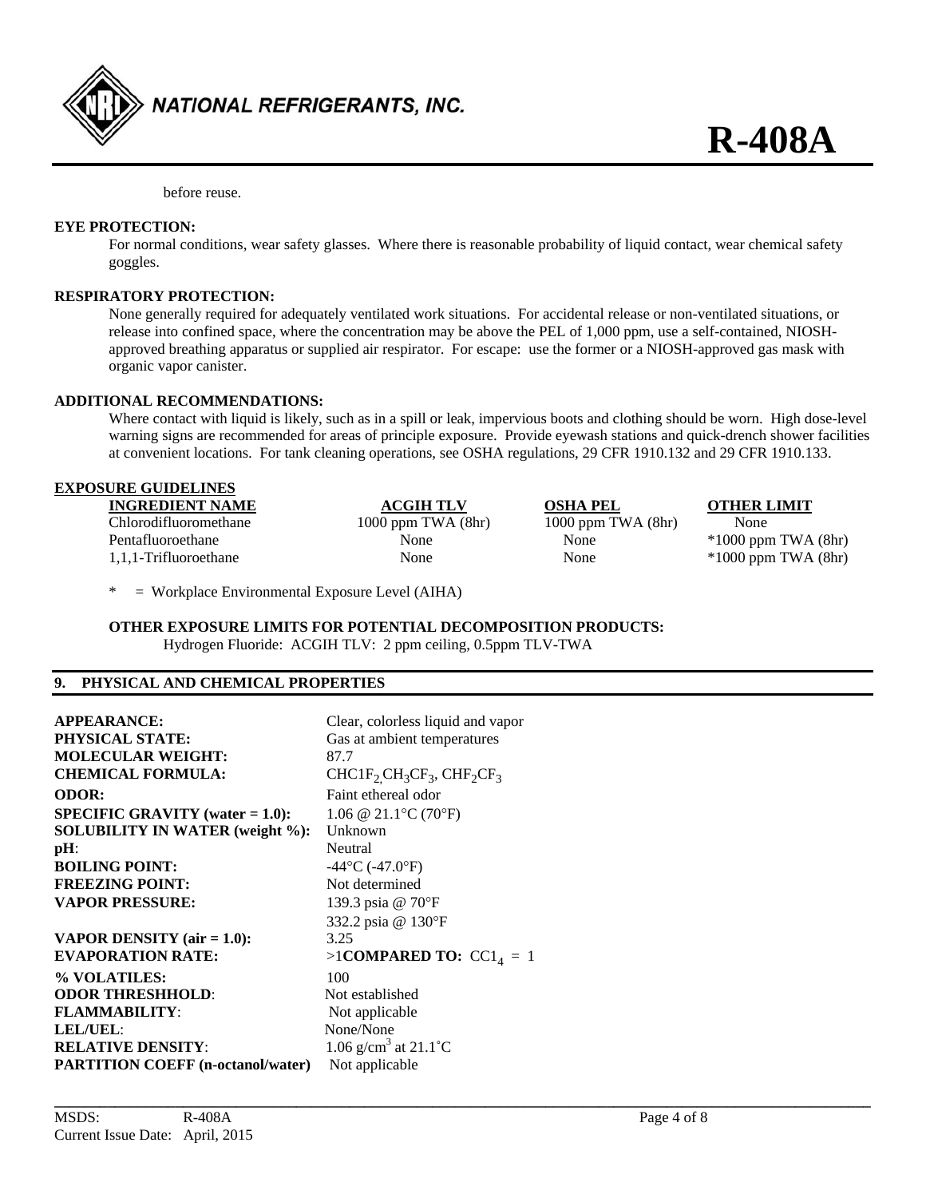before reuse.

**EYE PROTECTION:**

For normal conditions, wear safety glasses. Where there is reasonable probability of liquid contact, wear chemical safety goggles.

**RESPIRATORY PROTECTION:**

None generally required for adequately ventilated work situations. For accidental release or non-ventilated situations, or release into confined space, where the concentration may be above the PEL of 1,000 ppm, use a self-contained, NIOSH-approved breathing apparatus or supplied air respirator. For escape: use the former or a NIOSH-approved gas mask with organic vapor canister.

**ADDITIONAL RECOMMENDATIONS:**

Where contact with liquid is likely, such as in a spill or leak, impervious boots and clothing should be worn. High dose-level warning signs are recommended for areas of principle exposure. Provide eyewash stations and quick-drench shower facilities at convenient locations. For tank cleaning operations, see OSHA regulations, 29 CFR 1910.132 and 29 CFR 1910.133.

**EXPOSURE GUIDELINES**

| INGREDIENT NAME | ACGIH TLV | OSHA PEL | OTHER LIMIT |
|---|---|---|---|
| Chlorodifluoromethane | 1000 ppm TWA (8hr) | 1000 ppm TWA (8hr) | None |
| Pentafluoroethane | None | None | *1000 ppm TWA (8hr) |
| 1,1,1-Trifluoroethane | None | None | *1000 ppm TWA (8hr) |

\* = Workplace Environmental Exposure Level (AIHA)

**OTHER EXPOSURE LIMITS FOR POTENTIAL DECOMPOSITION PRODUCTS:**

Hydrogen Fluoride: ACGIH TLV: 2 ppm ceiling, 0.5ppm TLV-TWA

## 9. PHYSICAL AND CHEMICAL PROPERTIES

| | |
|---|---|
| **APPEARANCE:** | Clear, colorless liquid and vapor |
| **PHYSICAL STATE:** | Gas at ambient temperatures |
| **MOLECULAR WEIGHT:** | 87.7 |
| **CHEMICAL FORMULA:** | $CHC1F_2$, $CH_3CF_3$, $CHF_2CF_3$ |
| **ODOR:** | Faint ethereal odor |
| **SPECIFIC GRAVITY (water = 1.0):** | 1.06 @ 21.1°C (70°F) |
| **SOLUBILITY IN WATER (weight %):** | Unknown |
| **pH**: | Neutral |
| **BOILING POINT:** | -44°C (-47.0°F) |
| **FREEZING POINT:** | Not determined |
| **VAPOR PRESSURE:** | 139.3 psia @ 70°F<br>332.2 psia @ 130°F |
| **VAPOR DENSITY (air = 1.0):** | 3.25 |
| **EVAPORATION RATE:** | >1 **COMPARED TO:** $CC1_4$ = 1 |
| **% VOLATILES:** | 100 |
| **ODOR THRESHHOLD**: | Not established |
| **FLAMMABILITY**: | Not applicable |
| **LEL/UEL**: | None/None |
| **RELATIVE DENSITY**: | 1.06 $g/cm^3$ at 21.1˚C |
| **PARTITION COEFF (n-octanol/water)** | Not applicable |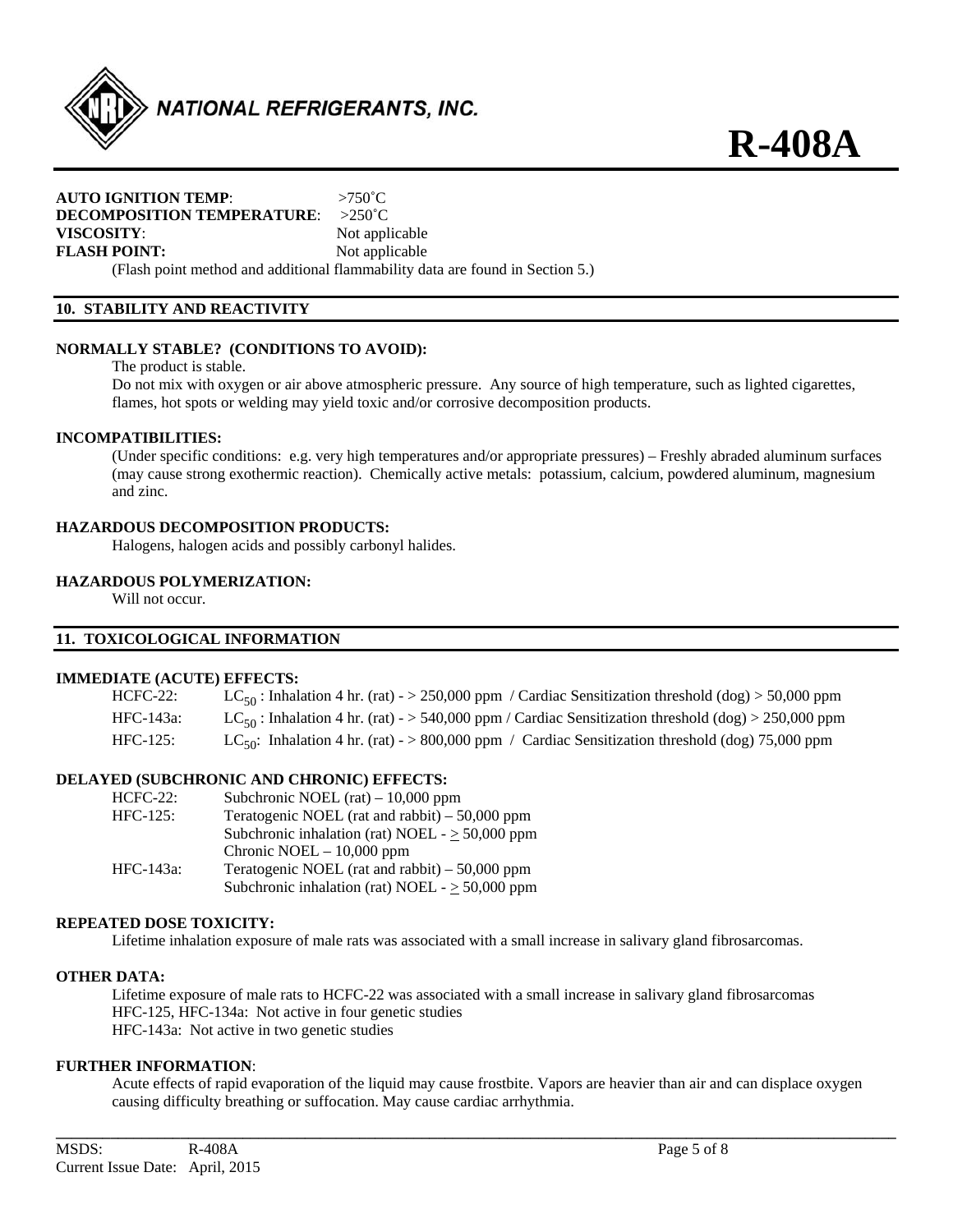**AUTO IGNITION TEMP**: >750˚C
**DECOMPOSITION TEMPERATURE**: >250˚C
**VISCOSITY**: Not applicable
**FLASH POINT:** Not applicable
(Flash point method and additional flammability data are found in Section 5.)

## 10. STABILITY AND REACTIVITY

**NORMALLY STABLE? (CONDITIONS TO AVOID):**

The product is stable.
Do not mix with oxygen or air above atmospheric pressure. Any source of high temperature, such as lighted cigarettes, flames, hot spots or welding may yield toxic and/or corrosive decomposition products.

**INCOMPATIBILITIES:**

(Under specific conditions: e.g. very high temperatures and/or appropriate pressures) – Freshly abraded aluminum surfaces (may cause strong exothermic reaction). Chemically active metals: potassium, calcium, powdered aluminum, magnesium and zinc.

**HAZARDOUS DECOMPOSITION PRODUCTS:**

Halogens, halogen acids and possibly carbonyl halides.

**HAZARDOUS POLYMERIZATION:**

Will not occur.

## 11. TOXICOLOGICAL INFORMATION

**IMMEDIATE (ACUTE) EFFECTS:**

| | |
|---|---|
| HCFC-22: | $LC_{50}$ : Inhalation 4 hr. (rat) - > 250,000 ppm / Cardiac Sensitization threshold (dog) > 50,000 ppm |
| HFC-143a: | $LC_{50}$ : Inhalation 4 hr. (rat) - > 540,000 ppm / Cardiac Sensitization threshold (dog) > 250,000 ppm |
| HFC-125: | $LC_{50}$: Inhalation 4 hr. (rat) - > 800,000 ppm / Cardiac Sensitization threshold (dog) 75,000 ppm |

**DELAYED (SUBCHRONIC AND CHRONIC) EFFECTS:**

| | |
|---|---|
| HCFC-22: | Subchronic NOEL (rat) – 10,000 ppm |
| HFC-125: | Teratogenic NOEL (rat and rabbit) – 50,000 ppm |
| | Subchronic inhalation (rat) NOEL - $\geq$ 50,000 ppm |
| | Chronic NOEL – 10,000 ppm |
| HFC-143a: | Teratogenic NOEL (rat and rabbit) – 50,000 ppm |
| | Subchronic inhalation (rat) NOEL - $\geq$ 50,000 ppm |

**REPEATED DOSE TOXICITY:**

Lifetime inhalation exposure of male rats was associated with a small increase in salivary gland fibrosarcomas.

**OTHER DATA:**

Lifetime exposure of male rats to HCFC-22 was associated with a small increase in salivary gland fibrosarcomas
HFC-125, HFC-134a: Not active in four genetic studies
HFC-143a: Not active in two genetic studies

**FURTHER INFORMATION**:

Acute effects of rapid evaporation of the liquid may cause frostbite. Vapors are heavier than air and can displace oxygen causing difficulty breathing or suffocation. May cause cardiac arrhythmia.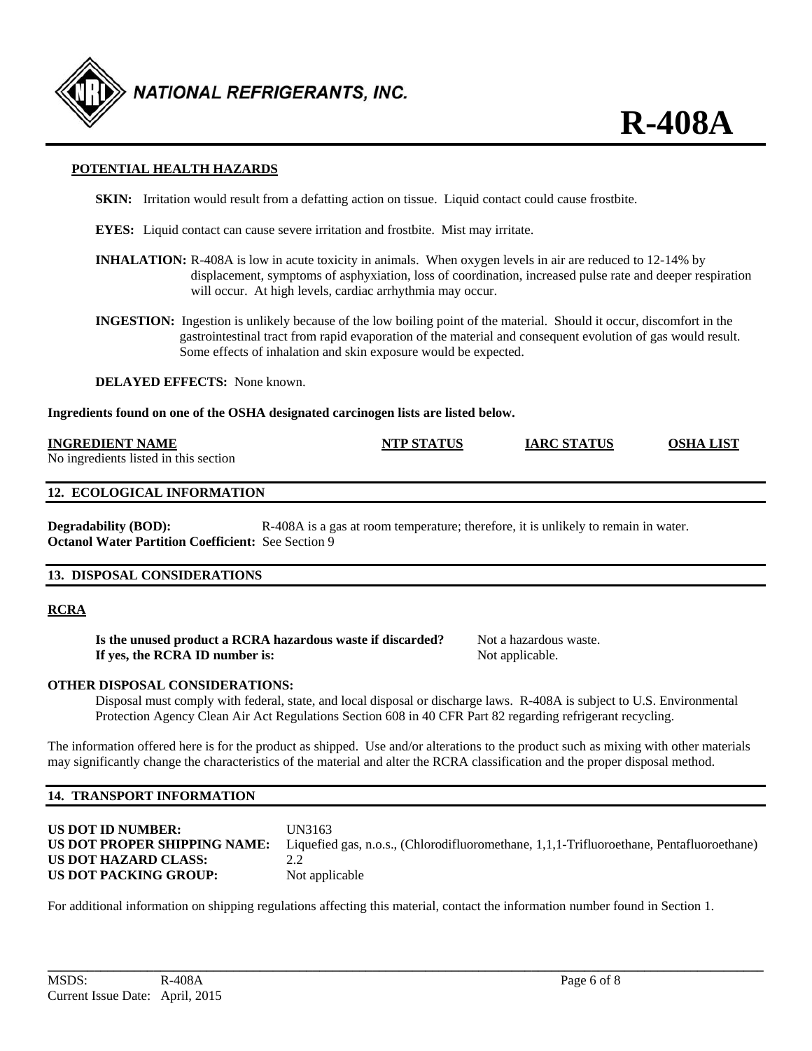### POTENTIAL HEALTH HAZARDS

**SKIN:** Irritation would result from a defatting action on tissue. Liquid contact could cause frostbite.

**EYES:** Liquid contact can cause severe irritation and frostbite. Mist may irritate.

**INHALATION:** R-408A is low in acute toxicity in animals. When oxygen levels in air are reduced to 12-14% by displacement, symptoms of asphyxiation, loss of coordination, increased pulse rate and deeper respiration will occur. At high levels, cardiac arrhythmia may occur.

**INGESTION:** Ingestion is unlikely because of the low boiling point of the material. Should it occur, discomfort in the gastrointestinal tract from rapid evaporation of the material and consequent evolution of gas would result. Some effects of inhalation and skin exposure would be expected.

**DELAYED EFFECTS:** None known.

**Ingredients found on one of the OSHA designated carcinogen lists are listed below.**

| INGREDIENT NAME | NTP STATUS | IARC STATUS | OSHA LIST |
|---|---|---|---|
| No ingredients listed in this section | | | |

## 12. ECOLOGICAL INFORMATION

**Degradability (BOD):** R-408A is a gas at room temperature; therefore, it is unlikely to remain in water.
**Octanol Water Partition Coefficient:** See Section 9

## 13. DISPOSAL CONSIDERATIONS

### RCRA

**Is the unused product a RCRA hazardous waste if discarded?** Not a hazardous waste.
**If yes, the RCRA ID number is:** Not applicable.

**OTHER DISPOSAL CONSIDERATIONS:**

Disposal must comply with federal, state, and local disposal or discharge laws. R-408A is subject to U.S. Environmental Protection Agency Clean Air Act Regulations Section 608 in 40 CFR Part 82 regarding refrigerant recycling.

The information offered here is for the product as shipped. Use and/or alterations to the product such as mixing with other materials may significantly change the characteristics of the material and alter the RCRA classification and the proper disposal method.

## 14. TRANSPORT INFORMATION

**US DOT ID NUMBER:** UN3163
**US DOT PROPER SHIPPING NAME:** Liquefied gas, n.o.s., (Chlorodifluoromethane, 1,1,1-Trifluoroethane, Pentafluoroethane)
**US DOT HAZARD CLASS:** 2.2
**US DOT PACKING GROUP:** Not applicable

For additional information on shipping regulations affecting this material, contact the information number found in Section 1.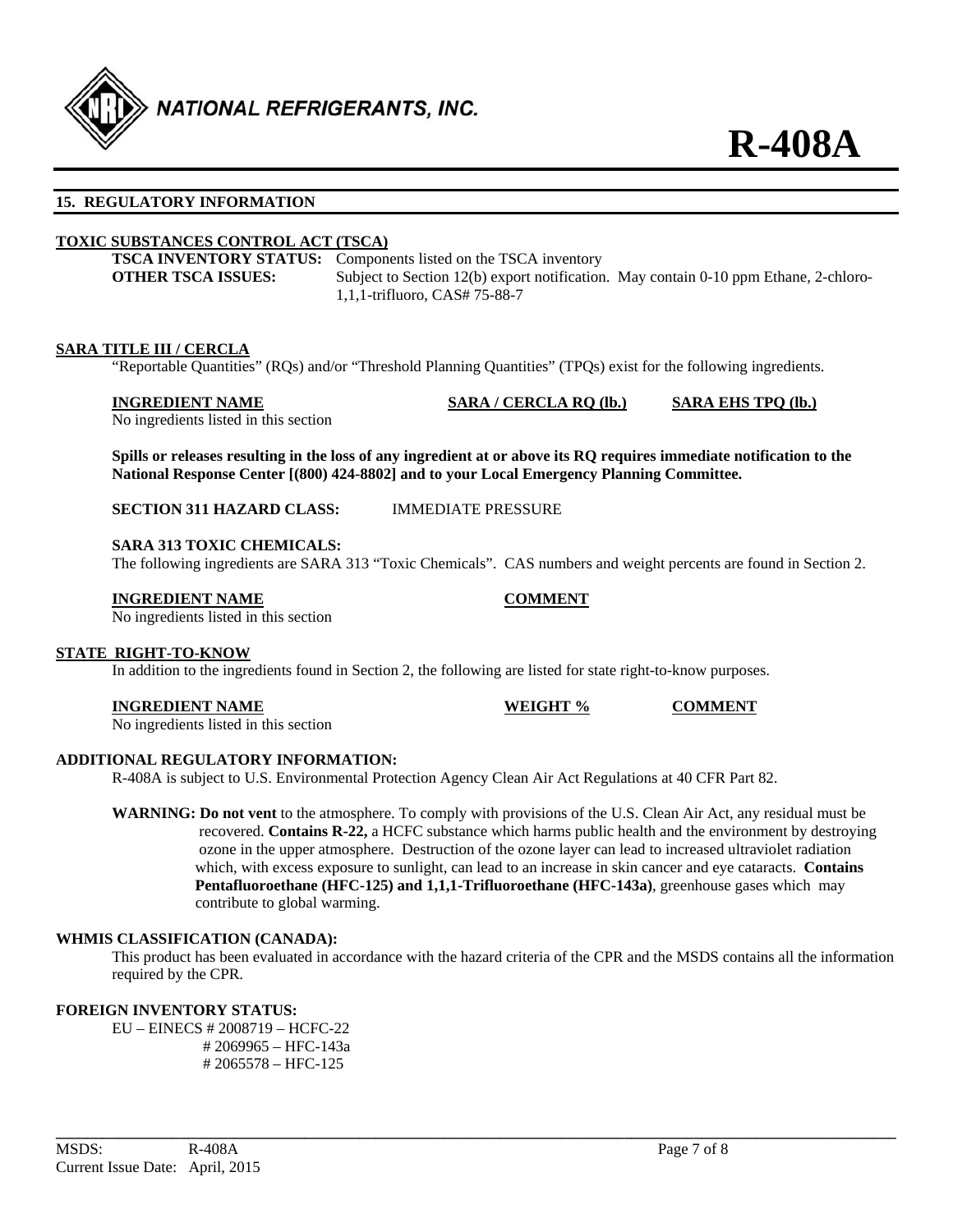## 15. REGULATORY INFORMATION

**TOXIC SUBSTANCES CONTROL ACT (TSCA)**

**TSCA INVENTORY STATUS:** Components listed on the TSCA inventory

**OTHER TSCA ISSUES:** Subject to Section 12(b) export notification. May contain 0-10 ppm Ethane, 2-chloro-1,1,1-trifluoro, CAS# 75-88-7

**SARA TITLE III / CERCLA**

"Reportable Quantities" (RQs) and/or "Threshold Planning Quantities" (TPQs) exist for the following ingredients.

| INGREDIENT NAME | SARA / CERCLA RQ (lb.) | SARA EHS TPQ (lb.) |
|---|---|---|
| No ingredients listed in this section | | |

**Spills or releases resulting in the loss of any ingredient at or above its RQ requires immediate notification to the National Response Center [(800) 424-8802] and to your Local Emergency Planning Committee.**

**SECTION 311 HAZARD CLASS:** IMMEDIATE PRESSURE

**SARA 313 TOXIC CHEMICALS:**

The following ingredients are SARA 313 "Toxic Chemicals". CAS numbers and weight percents are found in Section 2.

| INGREDIENT NAME | COMMENT |
|---|---|
| No ingredients listed in this section | |

**STATE RIGHT-TO-KNOW**

In addition to the ingredients found in Section 2, the following are listed for state right-to-know purposes.

| INGREDIENT NAME | WEIGHT % | COMMENT |
|---|---|---|
| No ingredients listed in this section | | |

**ADDITIONAL REGULATORY INFORMATION:**

R-408A is subject to U.S. Environmental Protection Agency Clean Air Act Regulations at 40 CFR Part 82.

**WARNING: Do not vent** to the atmosphere. To comply with provisions of the U.S. Clean Air Act, any residual must be recovered. **Contains R-22,** a HCFC substance which harms public health and the environment by destroying ozone in the upper atmosphere. Destruction of the ozone layer can lead to increased ultraviolet radiation which, with excess exposure to sunlight, can lead to an increase in skin cancer and eye cataracts. **Contains Pentafluoroethane (HFC-125) and 1,1,1-Trifluoroethane (HFC-143a)**, greenhouse gases which may contribute to global warming.

**WHMIS CLASSIFICATION (CANADA):**

This product has been evaluated in accordance with the hazard criteria of the CPR and the MSDS contains all the information required by the CPR.

**FOREIGN INVENTORY STATUS:**

EU – EINECS # 2008719 – HCFC-22
# 2069965 – HFC-143a
# 2065578 – HFC-125

MSDS: R-408A
Current Issue Date: April, 2015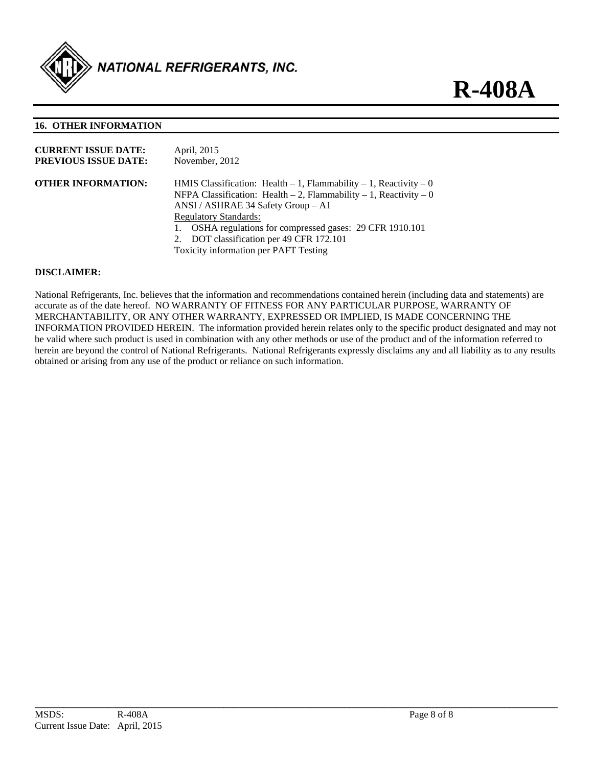## 16. OTHER INFORMATION

**CURRENT ISSUE DATE:** April, 2015
**PREVIOUS ISSUE DATE:** November, 2012

**OTHER INFORMATION:**

HMIS Classification: Health – 1, Flammability – 1, Reactivity – 0
NFPA Classification: Health – 2, Flammability – 1, Reactivity – 0
ANSI / ASHRAE 34 Safety Group – A1
Regulatory Standards:

1. OSHA regulations for compressed gases: 29 CFR 1910.101
2. DOT classification per 49 CFR 172.101

Toxicity information per PAFT Testing

**DISCLAIMER:**

National Refrigerants, Inc. believes that the information and recommendations contained herein (including data and statements) are accurate as of the date hereof. NO WARRANTY OF FITNESS FOR ANY PARTICULAR PURPOSE, WARRANTY OF MERCHANTABILITY, OR ANY OTHER WARRANTY, EXPRESSED OR IMPLIED, IS MADE CONCERNING THE INFORMATION PROVIDED HEREIN. The information provided herein relates only to the specific product designated and may not be valid where such product is used in combination with any other methods or use of the product and of the information referred to herein are beyond the control of National Refrigerants. National Refrigerants expressly disclaims any and all liability as to any results obtained or arising from any use of the product or reliance on such information.